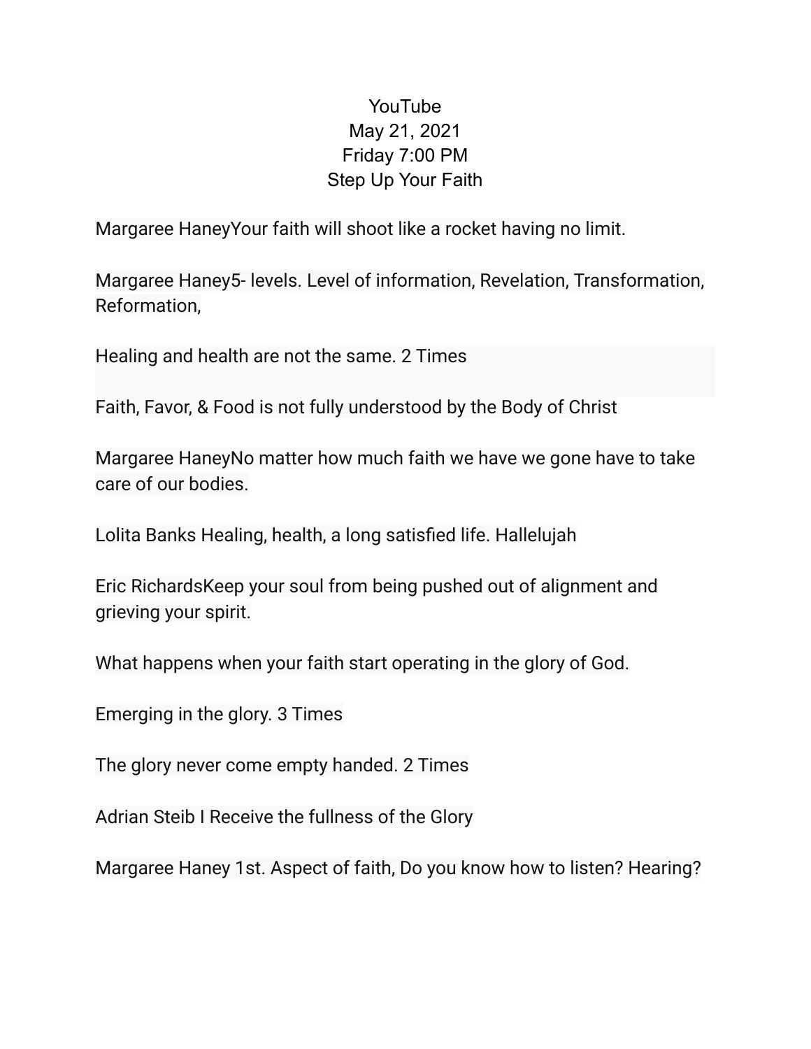YouTube
May 21, 2021
Friday 7:00 PM
Step Up Your Faith

Margaree HaneyYour faith will shoot like a rocket having no limit.

Margaree Haney5- levels. Level of information, Revelation, Transformation, Reformation,

Healing and health are not the same. 2 Times

Faith, Favor, & Food is not fully understood by the Body of Christ

Margaree HaneyNo matter how much faith we have we gone have to take care of our bodies.

Lolita Banks Healing, health, a long satisfied life. Hallelujah

Eric RichardsKeep your soul from being pushed out of alignment and grieving your spirit.

What happens when your faith start operating in the glory of God.

Emerging in the glory. 3 Times

The glory never come empty handed. 2 Times

Adrian Steib I Receive the fullness of the Glory

Margaree Haney 1st. Aspect of faith, Do you know how to listen? Hearing?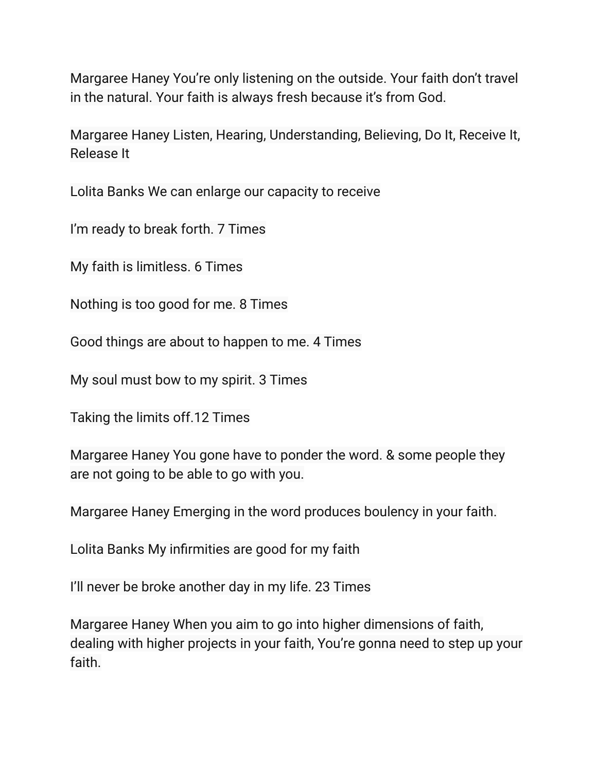Margaree Haney You're only listening on the outside. Your faith don't travel in the natural. Your faith is always fresh because it's from God.

Margaree Haney Listen, Hearing, Understanding, Believing, Do It, Receive It, Release It

Lolita Banks We can enlarge our capacity to receive

I'm ready to break forth. 7 Times

My faith is limitless. 6 Times

Nothing is too good for me. 8 Times

Good things are about to happen to me. 4 Times

My soul must bow to my spirit. 3 Times

Taking the limits off.12 Times

Margaree Haney You gone have to ponder the word. & some people they are not going to be able to go with you.

Margaree Haney Emerging in the word produces boulency in your faith.

Lolita Banks My infirmities are good for my faith

I'll never be broke another day in my life. 23 Times

Margaree Haney When you aim to go into higher dimensions of faith, dealing with higher projects in your faith, You're gonna need to step up your faith.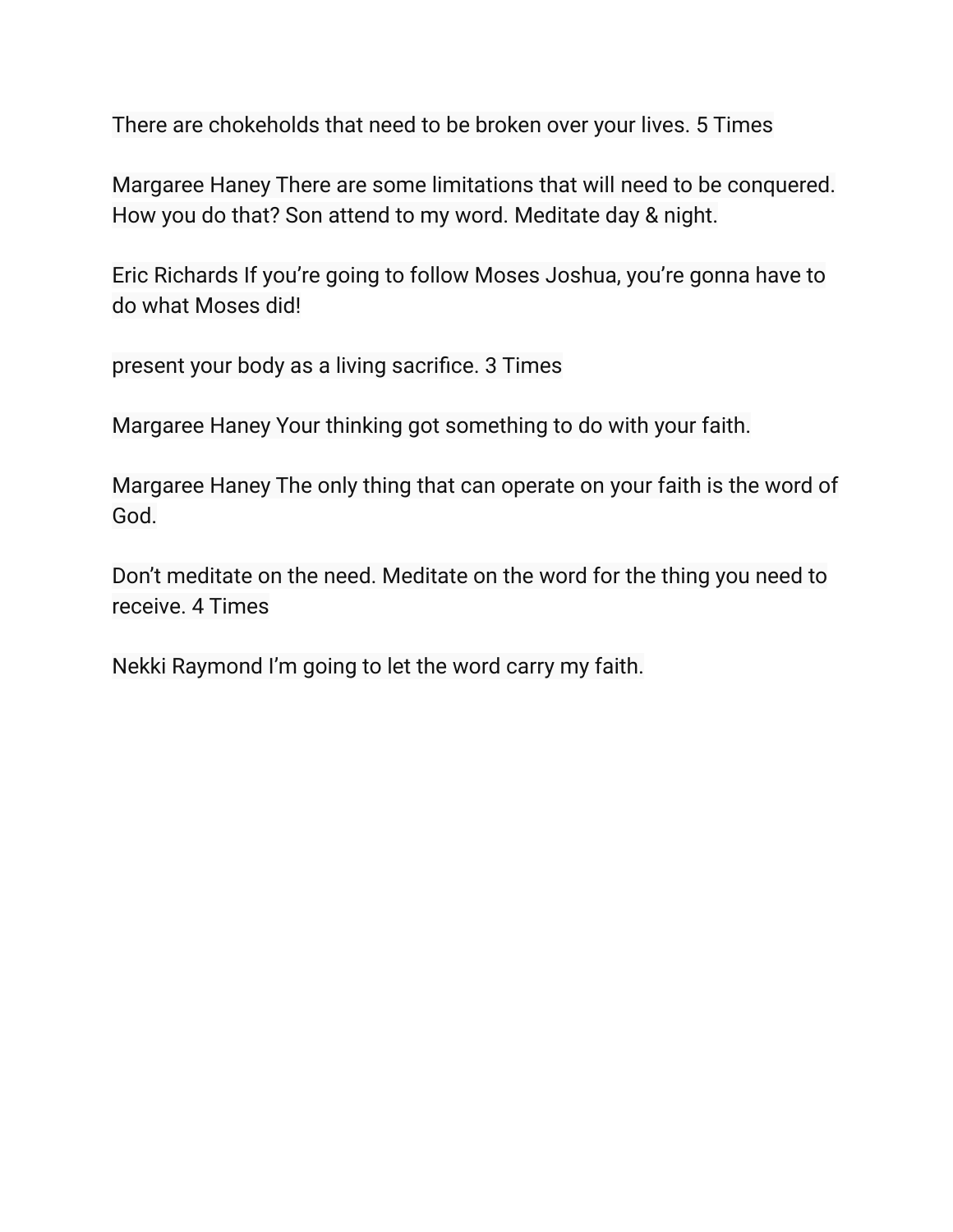There are chokeholds that need to be broken over your lives. 5 Times

Margaree Haney There are some limitations that will need to be conquered. How you do that? Son attend to my word. Meditate day & night.

Eric Richards If you're going to follow Moses Joshua, you're gonna have to do what Moses did!

present your body as a living sacrifice. 3 Times

Margaree Haney Your thinking got something to do with your faith.

Margaree Haney The only thing that can operate on your faith is the word of God.

Don't meditate on the need. Meditate on the word for the thing you need to receive. 4 Times

Nekki Raymond I'm going to let the word carry my faith.